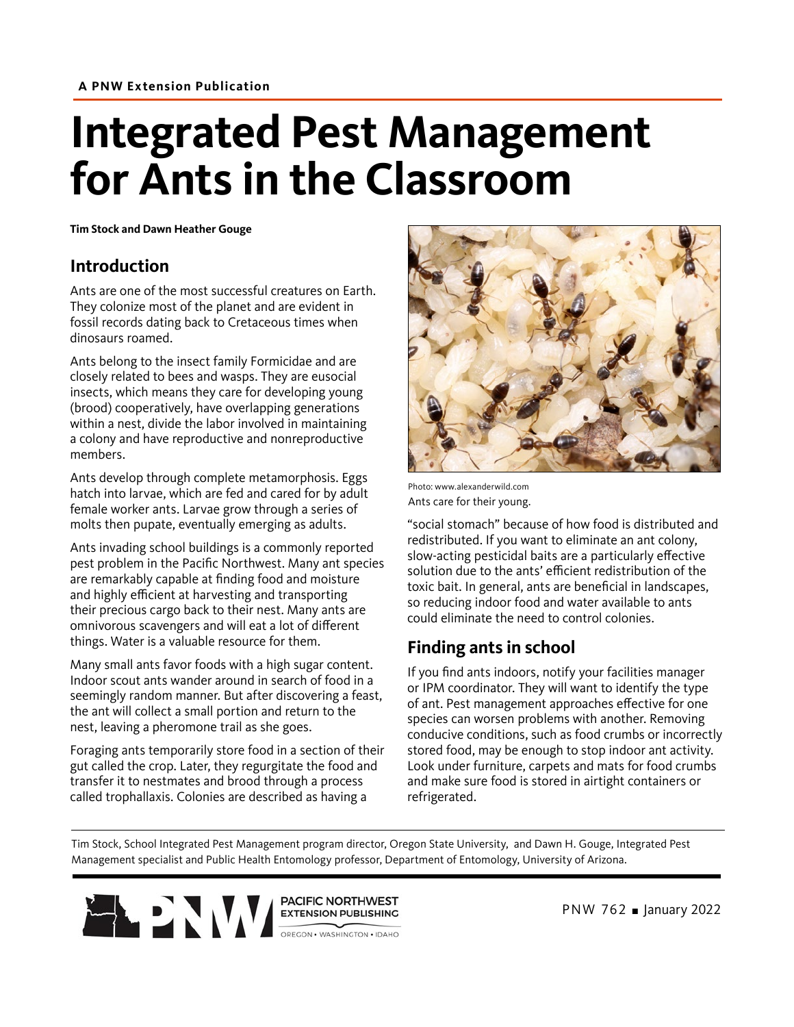A PNW Extension Publication

# Integrated Pest Management for Ants in the Classroom

**Tim Stock and Dawn Heather Gouge**

## Introduction

Ants are one of the most successful creatures on Earth. They colonize most of the planet and are evident in fossil records dating back to Cretaceous times when dinosaurs roamed.

Ants belong to the insect family Formicidae and are closely related to bees and wasps. They are eusocial insects, which means they care for developing young (brood) cooperatively, have overlapping generations within a nest, divide the labor involved in maintaining a colony and have reproductive and nonreproductive members.

Ants develop through complete metamorphosis. Eggs hatch into larvae, which are fed and cared for by adult female worker ants. Larvae grow through a series of molts then pupate, eventually emerging as adults.

Ants invading school buildings is a commonly reported pest problem in the Pacific Northwest. Many ant species are remarkably capable at finding food and moisture and highly efficient at harvesting and transporting their precious cargo back to their nest. Many ants are omnivorous scavengers and will eat a lot of different things. Water is a valuable resource for them.

Many small ants favor foods with a high sugar content. Indoor scout ants wander around in search of food in a seemingly random manner. But after discovering a feast, the ant will collect a small portion and return to the nest, leaving a pheromone trail as she goes.

Foraging ants temporarily store food in a section of their gut called the crop. Later, they regurgitate the food and transfer it to nestmates and brood through a process called trophallaxis. Colonies are described as having a "social stomach" because of how food is distributed and redistributed. If you want to eliminate an ant colony, slow-acting pesticidal baits are a particularly effective solution due to the ants' efficient redistribution of the toxic bait. In general, ants are beneficial in landscapes, so reducing indoor food and water available to ants could eliminate the need to control colonies.

Photo: www.alexanderwild.com

Ants care for their young.

## Finding ants in school

If you find ants indoors, notify your facilities manager or IPM coordinator. They will want to identify the type of ant. Pest management approaches effective for one species can worsen problems with another. Removing conducive conditions, such as food crumbs or incorrectly stored food, may be enough to stop indoor ant activity. Look under furniture, carpets and mats for food crumbs and make sure food is stored in airtight containers or refrigerated.

Tim Stock, School Integrated Pest Management program director, Oregon State University, and Dawn H. Gouge, Integrated Pest Management specialist and Public Health Entomology professor, Department of Entomology, University of Arizona.

PNW 762 ■ January 2022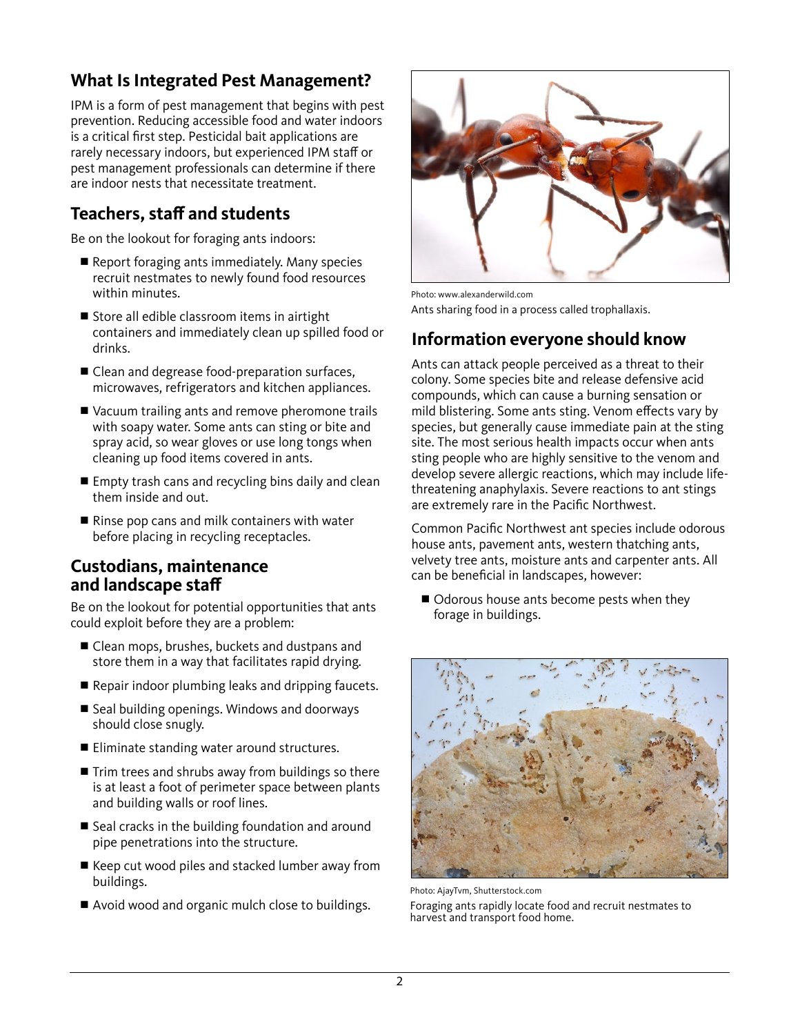## What Is Integrated Pest Management?

IPM is a form of pest management that begins with pest prevention. Reducing accessible food and water indoors is a critical first step. Pesticidal bait applications are rarely necessary indoors, but experienced IPM staff or pest management professionals can determine if there are indoor nests that necessitate treatment.

## Teachers, staff and students

Be on the lookout for foraging ants indoors:

- Report foraging ants immediately. Many species recruit nestmates to newly found food resources within minutes.
- Store all edible classroom items in airtight containers and immediately clean up spilled food or drinks.
- Clean and degrease food-preparation surfaces, microwaves, refrigerators and kitchen appliances.
- Vacuum trailing ants and remove pheromone trails with soapy water. Some ants can sting or bite and spray acid, so wear gloves or use long tongs when cleaning up food items covered in ants.
- Empty trash cans and recycling bins daily and clean them inside and out.
- Rinse pop cans and milk containers with water before placing in recycling receptacles.

## Custodians, maintenance and landscape staff

Be on the lookout for potential opportunities that ants could exploit before they are a problem:

- Clean mops, brushes, buckets and dustpans and store them in a way that facilitates rapid drying.
- Repair indoor plumbing leaks and dripping faucets.
- Seal building openings. Windows and doorways should close snugly.
- Eliminate standing water around structures.
- Trim trees and shrubs away from buildings so there is at least a foot of perimeter space between plants and building walls or roof lines.
- Seal cracks in the building foundation and around pipe penetrations into the structure.
- Keep cut wood piles and stacked lumber away from buildings.
- Avoid wood and organic mulch close to buildings.

Photo: www.alexanderwild.com

Ants sharing food in a process called trophallaxis.

## Information everyone should know

Ants can attack people perceived as a threat to their colony. Some species bite and release defensive acid compounds, which can cause a burning sensation or mild blistering. Some ants sting. Venom effects vary by species, but generally cause immediate pain at the sting site. The most serious health impacts occur when ants sting people who are highly sensitive to the venom and develop severe allergic reactions, which may include life-threatening anaphylaxis. Severe reactions to ant stings are extremely rare in the Pacific Northwest.

Common Pacific Northwest ant species include odorous house ants, pavement ants, western thatching ants, velvety tree ants, moisture ants and carpenter ants. All can be beneficial in landscapes, however:

- Odorous house ants become pests when they forage in buildings.

Photo: AjayTvm, Shutterstock.com

Foraging ants rapidly locate food and recruit nestmates to harvest and transport food home.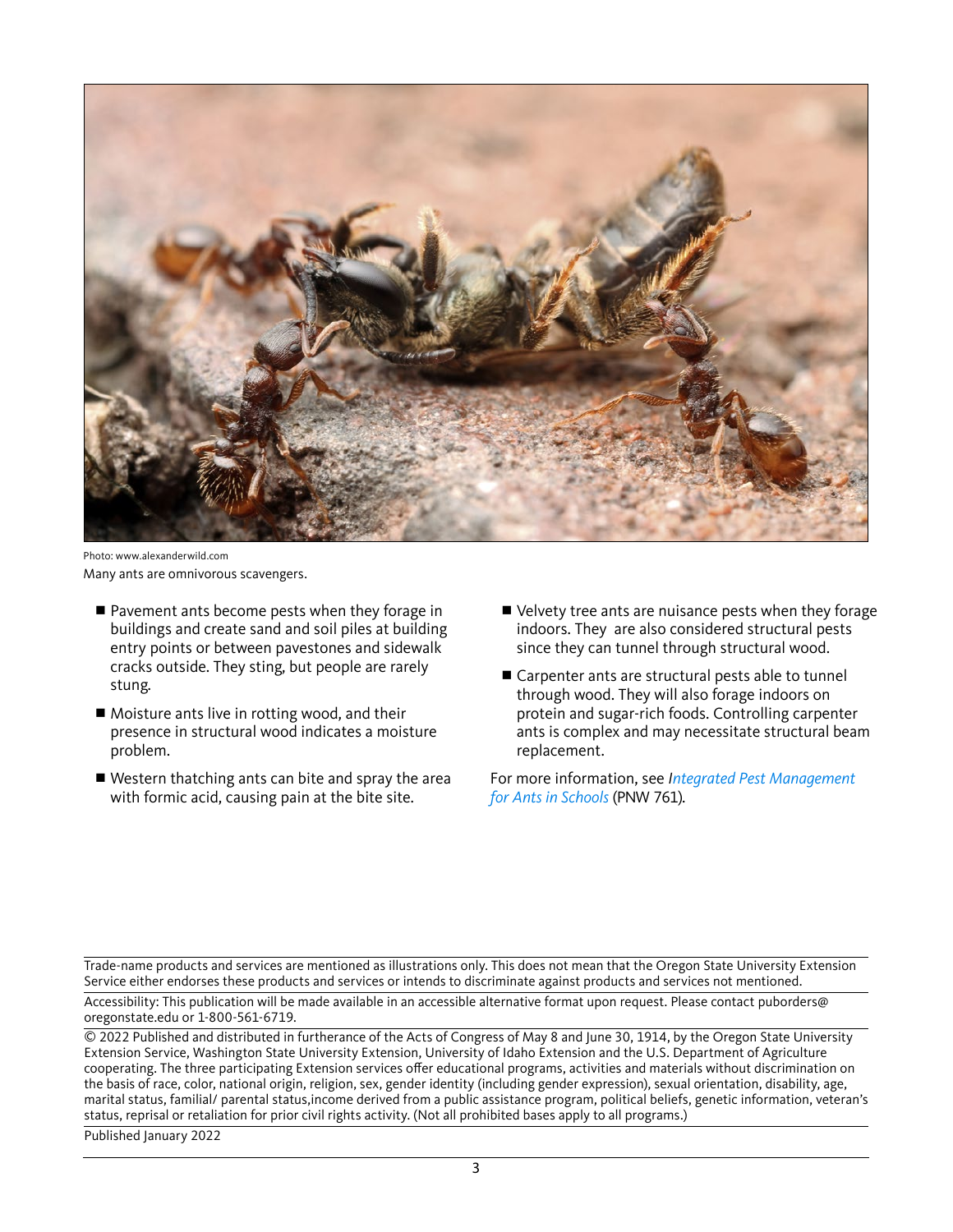Photo: www.alexanderwild.com

Many ants are omnivorous scavengers.

- Pavement ants become pests when they forage in buildings and create sand and soil piles at building entry points or between pavestones and sidewalk cracks outside. They sting, but people are rarely stung.
- Moisture ants live in rotting wood, and their presence in structural wood indicates a moisture problem.
- Western thatching ants can bite and spray the area with formic acid, causing pain at the bite site.
- Velvety tree ants are nuisance pests when they forage indoors. They are also considered structural pests since they can tunnel through structural wood.
- Carpenter ants are structural pests able to tunnel through wood. They will also forage indoors on protein and sugar-rich foods. Controlling carpenter ants is complex and may necessitate structural beam replacement.

For more information, see *Integrated Pest Management for Ants in Schools* (PNW 761).

---

Trade-name products and services are mentioned as illustrations only. This does not mean that the Oregon State University Extension Service either endorses these products and services or intends to discriminate against products and services not mentioned.

Accessibility: This publication will be made available in an accessible alternative format upon request. Please contact puborders@oregonstate.edu or 1-800-561-6719.

© 2022 Published and distributed in furtherance of the Acts of Congress of May 8 and June 30, 1914, by the Oregon State University Extension Service, Washington State University Extension, University of Idaho Extension and the U.S. Department of Agriculture cooperating. The three participating Extension services offer educational programs, activities and materials without discrimination on the basis of race, color, national origin, religion, sex, gender identity (including gender expression), sexual orientation, disability, age, marital status, familial/ parental status,income derived from a public assistance program, political beliefs, genetic information, veteran's status, reprisal or retaliation for prior civil rights activity. (Not all prohibited bases apply to all programs.)

Published January 2022